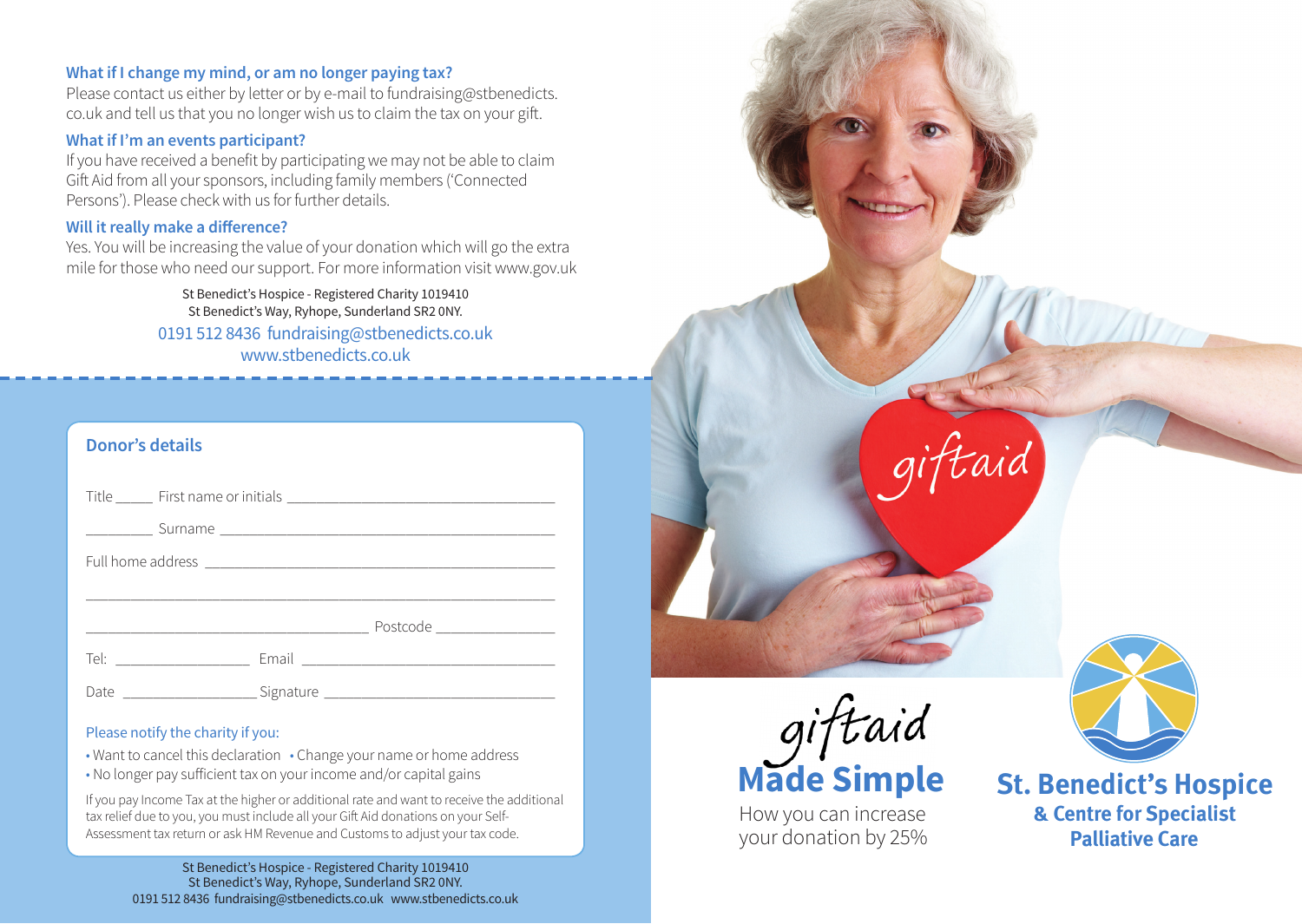### What if I change my mind, or am no longer paying tax?

Please contact us either by letter or by e-mail to fundraising@stbenedicts.co.uk and tell us that you no longer wish us to claim the tax on your gift.

### What if I'm an events participant?

If you have received a benefit by participating we may not be able to claim Gift Aid from all your sponsors, including family members ('Connected Persons'). Please check with us for further details.

### Will it really make a difference?

Yes. You will be increasing the value of your donation which will go the extra mile for those who need our support. For more information visit www.gov.uk

St Benedict's Hospice - Registered Charity 1019410
St Benedict's Way, Ryhope, Sunderland SR2 0NY.
0191 512 8436 fundraising@stbenedicts.co.uk
www.stbenedicts.co.uk

## Donor's details

Title _____ First name or initials ___________________________________

_________ Surname ________________________________________

Full home address ______________________________________________

_________________________________________________________________

_____________________________________ Postcode _______________

Tel: _________________ Email ___________________________________

Date _________________ Signature ______________________________

Please notify the charity if you:

- Want to cancel this declaration
- Change your name or home address
- No longer pay sufficient tax on your income and/or capital gains

If you pay Income Tax at the higher or additional rate and want to receive the additional tax relief due to you, you must include all your Gift Aid donations on your Self-Assessment tax return or ask HM Revenue and Customs to adjust your tax code.

St Benedict's Hospice - Registered Charity 1019410
St Benedict's Way, Ryhope, Sunderland SR2 0NY.
0191 512 8436 fundraising@stbenedicts.co.uk www.stbenedicts.co.uk

giftaid

# giftaid Made Simple

How you can increase your donation by 25%

**St. Benedict's Hospice & Centre for Specialist Palliative Care**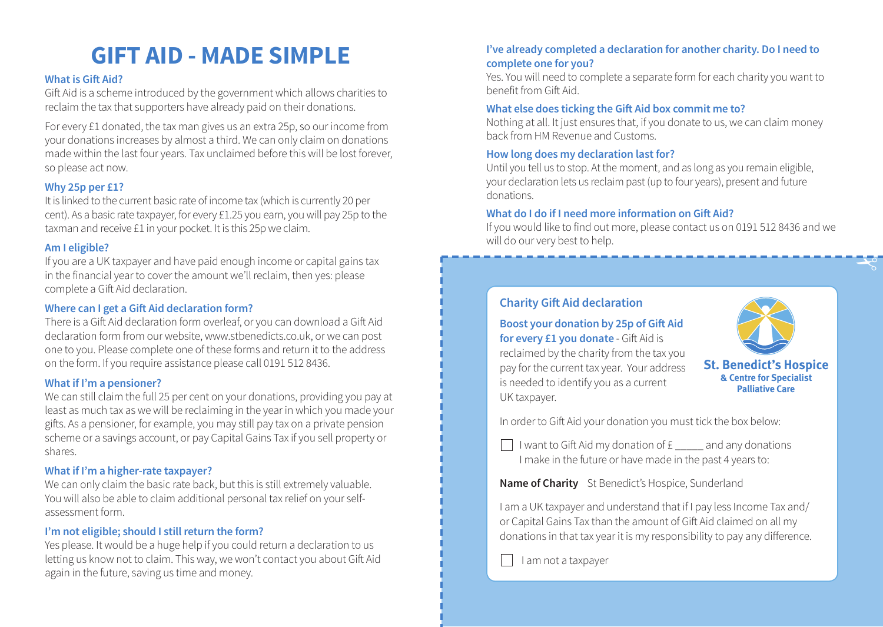# GIFT AID - MADE SIMPLE

### What is Gift Aid?

Gift Aid is a scheme introduced by the government which allows charities to reclaim the tax that supporters have already paid on their donations.

For every £1 donated, the tax man gives us an extra 25p, so our income from your donations increases by almost a third. We can only claim on donations made within the last four years. Tax unclaimed before this will be lost forever, so please act now.

### Why 25p per £1?

It is linked to the current basic rate of income tax (which is currently 20 per cent). As a basic rate taxpayer, for every £1.25 you earn, you will pay 25p to the taxman and receive £1 in your pocket. It is this 25p we claim.

### Am I eligible?

If you are a UK taxpayer and have paid enough income or capital gains tax in the financial year to cover the amount we'll reclaim, then yes: please complete a Gift Aid declaration.

### Where can I get a Gift Aid declaration form?

There is a Gift Aid declaration form overleaf, or you can download a Gift Aid declaration form from our website, www.stbenedicts.co.uk, or we can post one to you. Please complete one of these forms and return it to the address on the form. If you require assistance please call 0191 512 8436.

### What if I'm a pensioner?

We can still claim the full 25 per cent on your donations, providing you pay at least as much tax as we will be reclaiming in the year in which you made your gifts. As a pensioner, for example, you may still pay tax on a private pension scheme or a savings account, or pay Capital Gains Tax if you sell property or shares.

### What if I'm a higher-rate taxpayer?

We can only claim the basic rate back, but this is still extremely valuable. You will also be able to claim additional personal tax relief on your self-assessment form.

### I'm not eligible; should I still return the form?

Yes please. It would be a huge help if you could return a declaration to us letting us know not to claim. This way, we won't contact you about Gift Aid again in the future, saving us time and money.

### I've already completed a declaration for another charity. Do I need to complete one for you?

Yes. You will need to complete a separate form for each charity you want to benefit from Gift Aid.

### What else does ticking the Gift Aid box commit me to?

Nothing at all. It just ensures that, if you donate to us, we can claim money back from HM Revenue and Customs.

### How long does my declaration last for?

Until you tell us to stop. At the moment, and as long as you remain eligible, your declaration lets us reclaim past (up to four years), present and future donations.

### What do I do if I need more information on Gift Aid?

If you would like to find out more, please contact us on 0191 512 8436 and we will do our very best to help.

---

## Charity Gift Aid declaration

**St. Benedict's Hospice**
**& Centre for Specialist Palliative Care**

**Boost your donation by 25p of Gift Aid for every £1 you donate** - Gift Aid is reclaimed by the charity from the tax you pay for the current tax year. Your address is needed to identify you as a current UK taxpayer.

In order to Gift Aid your donation you must tick the box below:

☐ I want to Gift Aid my donation of £ _____ and any donations I make in the future or have made in the past 4 years to:

**Name of Charity** St Benedict's Hospice, Sunderland

I am a UK taxpayer and understand that if I pay less Income Tax and/or Capital Gains Tax than the amount of Gift Aid claimed on all my donations in that tax year it is my responsibility to pay any difference.

☐ I am not a taxpayer